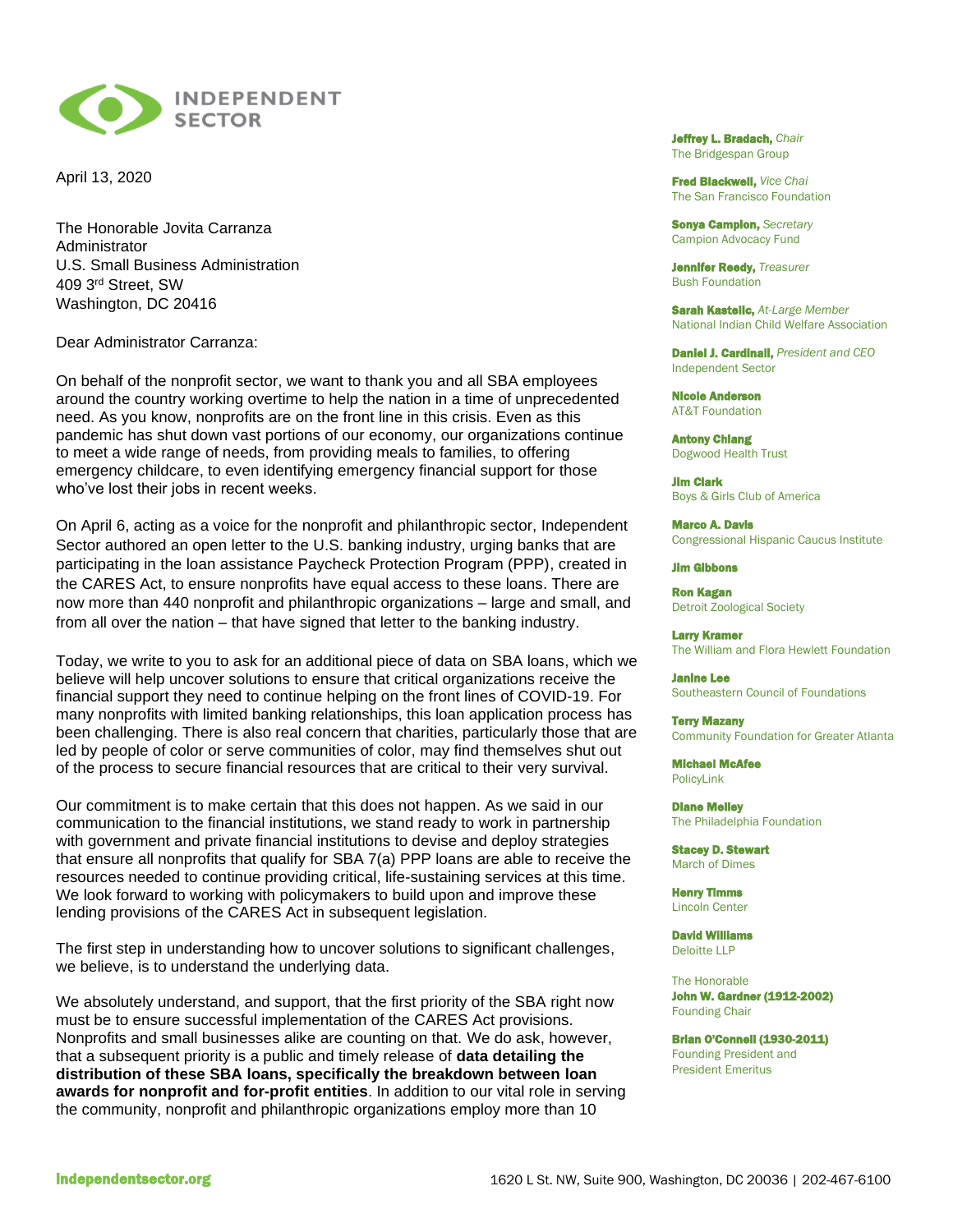INDEPENDENT SECTOR

April 13, 2020

The Honorable Jovita Carranza
Administrator
U.S. Small Business Administration
409 3rd Street, SW
Washington, DC 20416

Dear Administrator Carranza:

On behalf of the nonprofit sector, we want to thank you and all SBA employees around the country working overtime to help the nation in a time of unprecedented need. As you know, nonprofits are on the front line in this crisis. Even as this pandemic has shut down vast portions of our economy, our organizations continue to meet a wide range of needs, from providing meals to families, to offering emergency childcare, to even identifying emergency financial support for those who've lost their jobs in recent weeks.

On April 6, acting as a voice for the nonprofit and philanthropic sector, Independent Sector authored an open letter to the U.S. banking industry, urging banks that are participating in the loan assistance Paycheck Protection Program (PPP), created in the CARES Act, to ensure nonprofits have equal access to these loans. There are now more than 440 nonprofit and philanthropic organizations – large and small, and from all over the nation – that have signed that letter to the banking industry.

Today, we write to you to ask for an additional piece of data on SBA loans, which we believe will help uncover solutions to ensure that critical organizations receive the financial support they need to continue helping on the front lines of COVID-19. For many nonprofits with limited banking relationships, this loan application process has been challenging. There is also real concern that charities, particularly those that are led by people of color or serve communities of color, may find themselves shut out of the process to secure financial resources that are critical to their very survival.

Our commitment is to make certain that this does not happen. As we said in our communication to the financial institutions, we stand ready to work in partnership with government and private financial institutions to devise and deploy strategies that ensure all nonprofits that qualify for SBA 7(a) PPP loans are able to receive the resources needed to continue providing critical, life-sustaining services at this time. We look forward to working with policymakers to build upon and improve these lending provisions of the CARES Act in subsequent legislation.

The first step in understanding how to uncover solutions to significant challenges, we believe, is to understand the underlying data.

We absolutely understand, and support, that the first priority of the SBA right now must be to ensure successful implementation of the CARES Act provisions. Nonprofits and small businesses alike are counting on that. We do ask, however, that a subsequent priority is a public and timely release of **data detailing the distribution of these SBA loans, specifically the breakdown between loan awards for nonprofit and for-profit entities**. In addition to our vital role in serving the community, nonprofit and philanthropic organizations employ more than 10

**Jeffrey L. Bradach,** *Chair*
The Bridgespan Group

**Fred Blackwell,** *Vice Chai*
The San Francisco Foundation

**Sonya Campion,** *Secretary*
Campion Advocacy Fund

**Jennifer Reedy,** *Treasurer*
Bush Foundation

**Sarah Kastelic,** *At-Large Member*
National Indian Child Welfare Association

**Daniel J. Cardinali,** *President and CEO*
Independent Sector

**Nicole Anderson**
AT&T Foundation

**Antony Chiang**
Dogwood Health Trust

**Jim Clark**
Boys & Girls Club of America

**Marco A. Davis**
Congressional Hispanic Caucus Institute

**Jim Gibbons**

**Ron Kagan**
Detroit Zoological Society

**Larry Kramer**
The William and Flora Hewlett Foundation

**Janine Lee**
Southeastern Council of Foundations

**Terry Mazany**
Community Foundation for Greater Atlanta

**Michael McAfee**
PolicyLink

**Diane Melley**
The Philadelphia Foundation

**Stacey D. Stewart**
March of Dimes

**Henry Timms**
Lincoln Center

**David Williams**
Deloitte LLP

The Honorable
**John W. Gardner (1912-2002)**
Founding Chair

**Brian O'Connell (1930-2011)**
Founding President and
President Emeritus

**independentsector.org** 1620 L St. NW, Suite 900, Washington, DC 20036 | 202-467-6100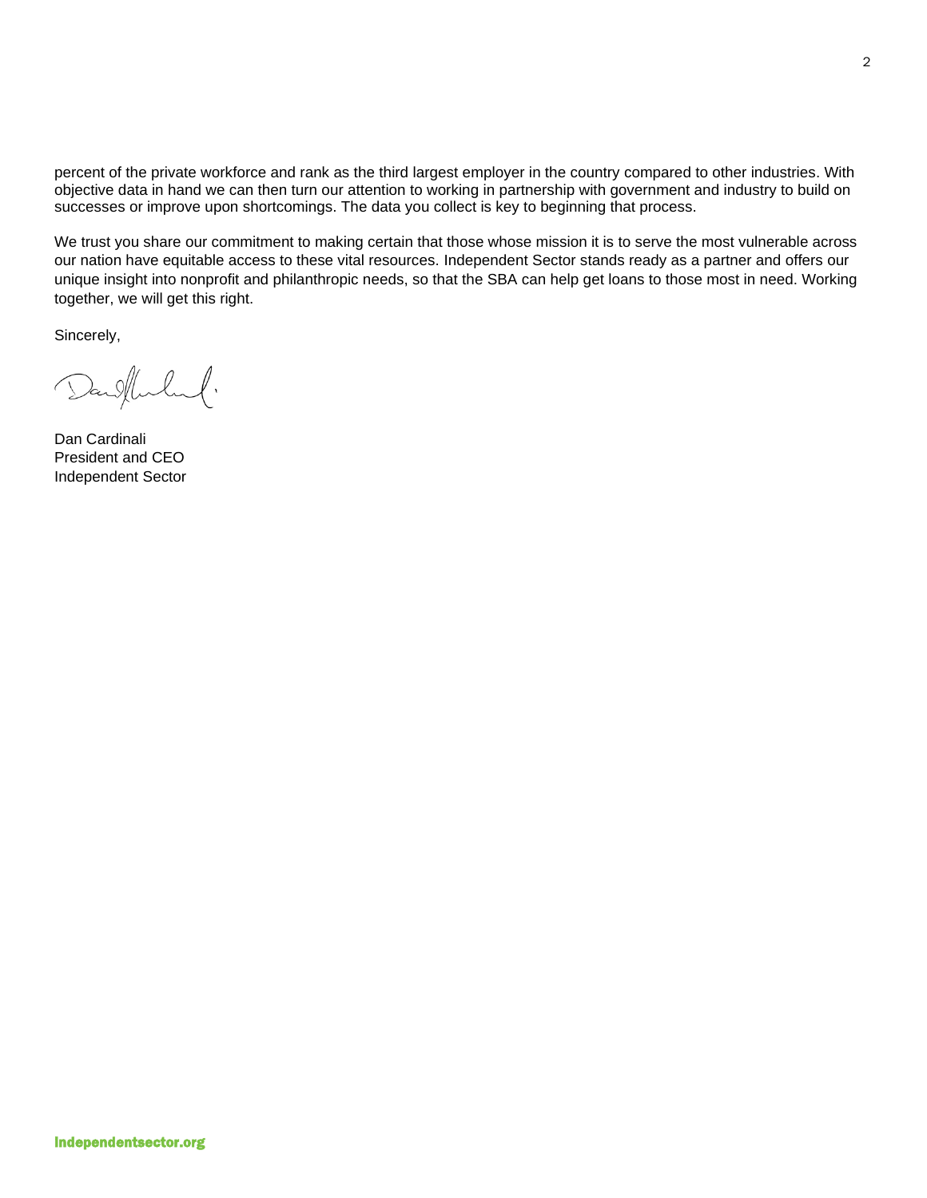percent of the private workforce and rank as the third largest employer in the country compared to other industries. With objective data in hand we can then turn our attention to working in partnership with government and industry to build on successes or improve upon shortcomings. The data you collect is key to beginning that process.

We trust you share our commitment to making certain that those whose mission it is to serve the most vulnerable across our nation have equitable access to these vital resources. Independent Sector stands ready as a partner and offers our unique insight into nonprofit and philanthropic needs, so that the SBA can help get loans to those most in need. Working together, we will get this right.

Sincerely,

Dan Cardinali
President and CEO
Independent Sector